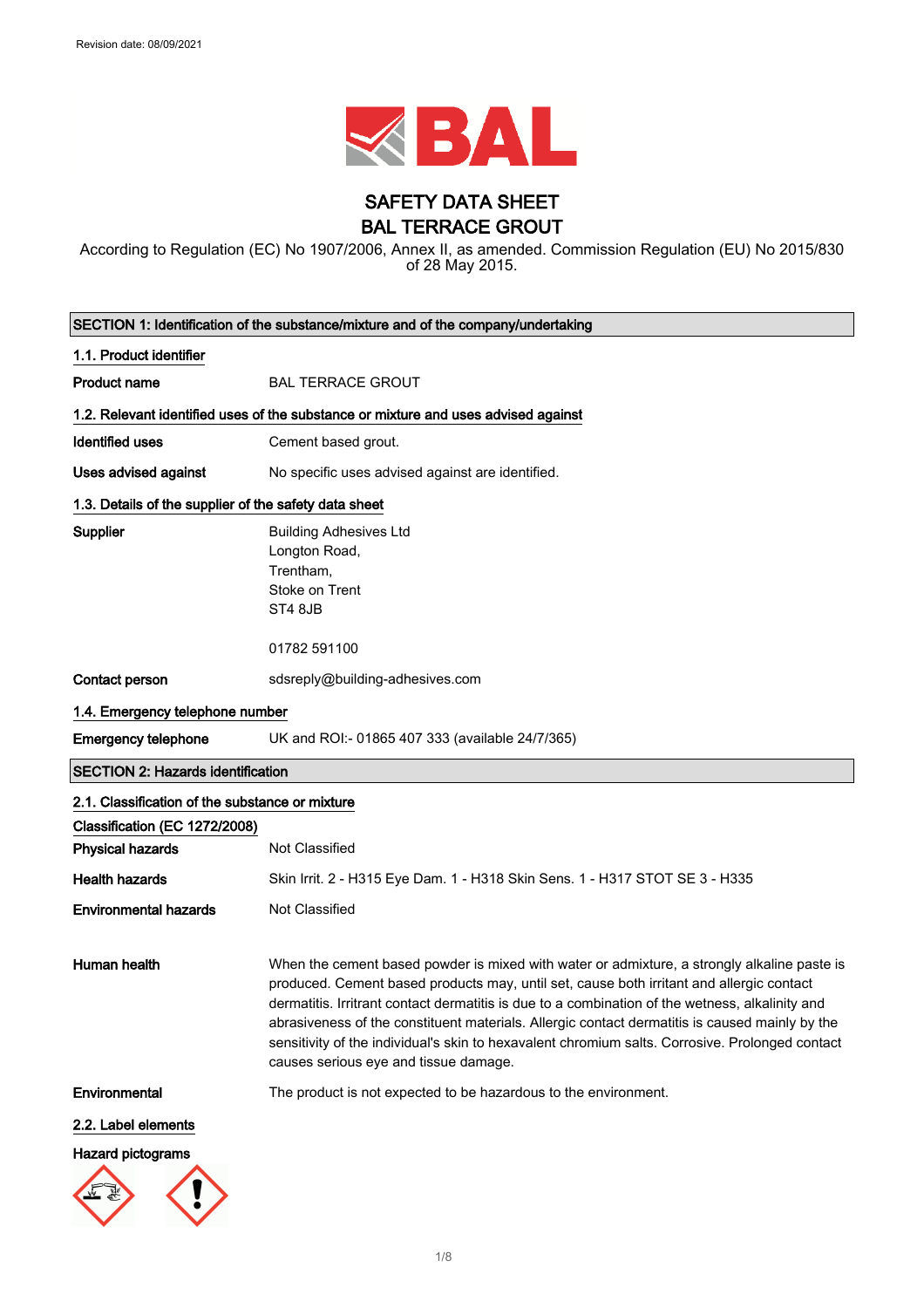Revision date: 08/09/2021

# SAFETY DATA SHEET
# BAL TERRACE GROUT

According to Regulation (EC) No 1907/2006, Annex II, as amended. Commission Regulation (EU) No 2015/830 of 28 May 2015.

## SECTION 1: Identification of the substance/mixture and of the company/undertaking

### 1.1. Product identifier

**Product name** BAL TERRACE GROUT

### 1.2. Relevant identified uses of the substance or mixture and uses advised against

**Identified uses** Cement based grout.

**Uses advised against** No specific uses advised against are identified.

### 1.3. Details of the supplier of the safety data sheet

**Supplier** Building Adhesives Ltd
Longton Road,
Trentham,
Stoke on Trent
ST4 8JB

01782 591100

**Contact person** sdsreply@building-adhesives.com

### 1.4. Emergency telephone number

**Emergency telephone** UK and ROI:- 01865 407 333 (available 24/7/365)

## SECTION 2: Hazards identification

### 2.1. Classification of the substance or mixture

**Classification (EC 1272/2008)**

**Physical hazards** Not Classified

**Health hazards** Skin Irrit. 2 - H315 Eye Dam. 1 - H318 Skin Sens. 1 - H317 STOT SE 3 - H335

**Environmental hazards** Not Classified

**Human health** When the cement based powder is mixed with water or admixture, a strongly alkaline paste is produced. Cement based products may, until set, cause both irritant and allergic contact dermatitis. Irritrant contact dermatitis is due to a combination of the wetness, alkalinity and abrasiveness of the constituent materials. Allergic contact dermatitis is caused mainly by the sensitivity of the individual's skin to hexavalent chromium salts. Corrosive. Prolonged contact causes serious eye and tissue damage.

**Environmental** The product is not expected to be hazardous to the environment.

### 2.2. Label elements

**Hazard pictograms**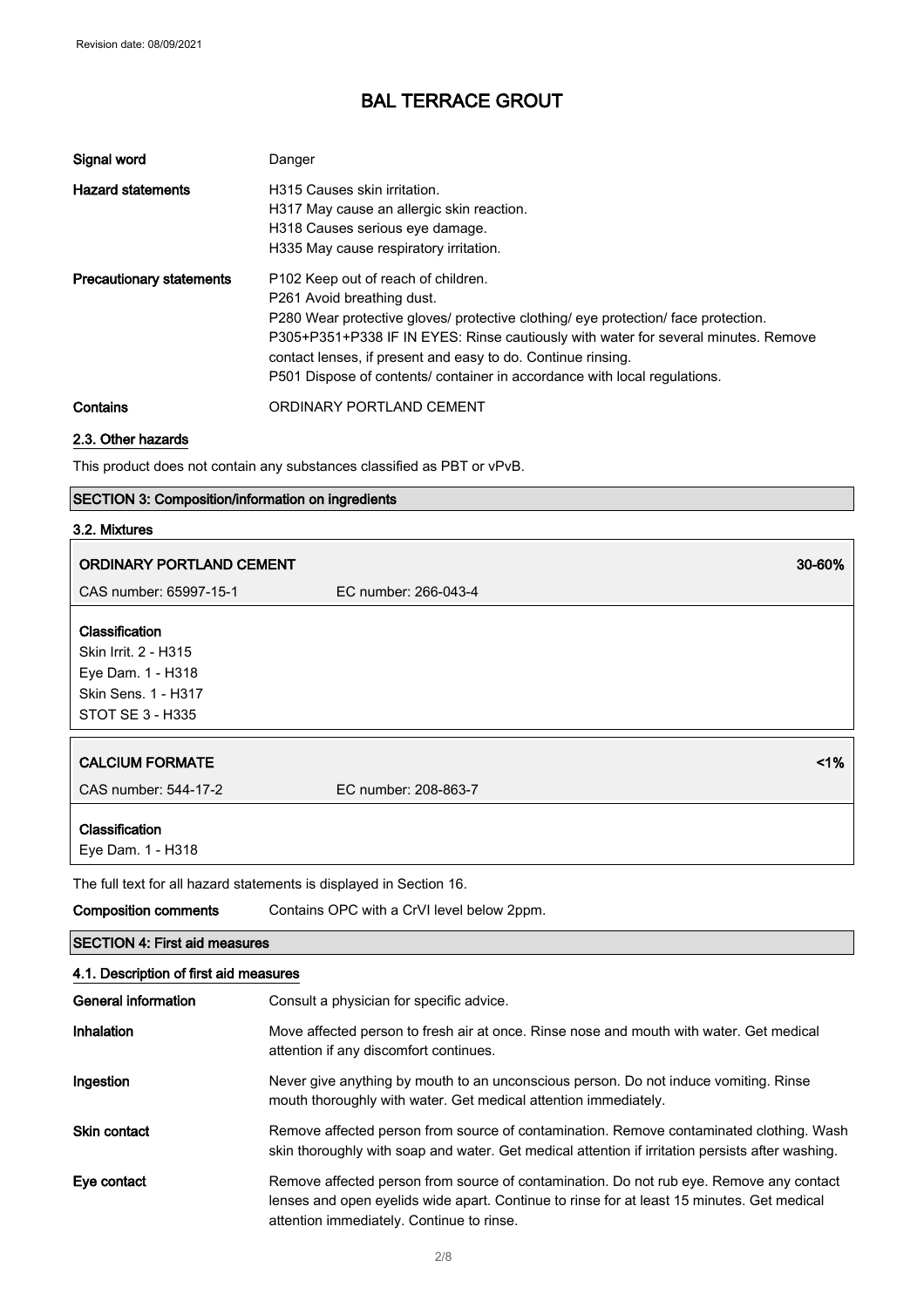# BAL TERRACE GROUT

| | |
|---|---|
| **Signal word** | Danger |
| **Hazard statements** | H315 Causes skin irritation.<br>H317 May cause an allergic skin reaction.<br>H318 Causes serious eye damage.<br>H335 May cause respiratory irritation. |
| **Precautionary statements** | P102 Keep out of reach of children.<br>P261 Avoid breathing dust.<br>P280 Wear protective gloves/ protective clothing/ eye protection/ face protection.<br>P305+P351+P338 IF IN EYES: Rinse cautiously with water for several minutes. Remove contact lenses, if present and easy to do. Continue rinsing.<br>P501 Dispose of contents/ container in accordance with local regulations. |
| **Contains** | ORDINARY PORTLAND CEMENT |

### 2.3. Other hazards

This product does not contain any substances classified as PBT or vPvB.

## SECTION 3: Composition/information on ingredients

### 3.2. Mixtures

| ORDINARY PORTLAND CEMENT | | 30-60% |
|---|---|---|
| CAS number: 65997-15-1 | EC number: 266-043-4 | |

**Classification**
Skin Irrit. 2 - H315
Eye Dam. 1 - H318
Skin Sens. 1 - H317
STOT SE 3 - H335

| CALCIUM FORMATE | | <1% |
|---|---|---|
| CAS number: 544-17-2 | EC number: 208-863-7 | |

**Classification**
Eye Dam. 1 - H318

The full text for all hazard statements is displayed in Section 16.

**Composition comments** Contains OPC with a CrVI level below 2ppm.

## SECTION 4: First aid measures

### 4.1. Description of first aid measures

| | |
|---|---|
| **General information** | Consult a physician for specific advice. |
| **Inhalation** | Move affected person to fresh air at once. Rinse nose and mouth with water. Get medical attention if any discomfort continues. |
| **Ingestion** | Never give anything by mouth to an unconscious person. Do not induce vomiting. Rinse mouth thoroughly with water. Get medical attention immediately. |
| **Skin contact** | Remove affected person from source of contamination. Remove contaminated clothing. Wash skin thoroughly with soap and water. Get medical attention if irritation persists after washing. |
| **Eye contact** | Remove affected person from source of contamination. Do not rub eye. Remove any contact lenses and open eyelids wide apart. Continue to rinse for at least 15 minutes. Get medical attention immediately. Continue to rinse. |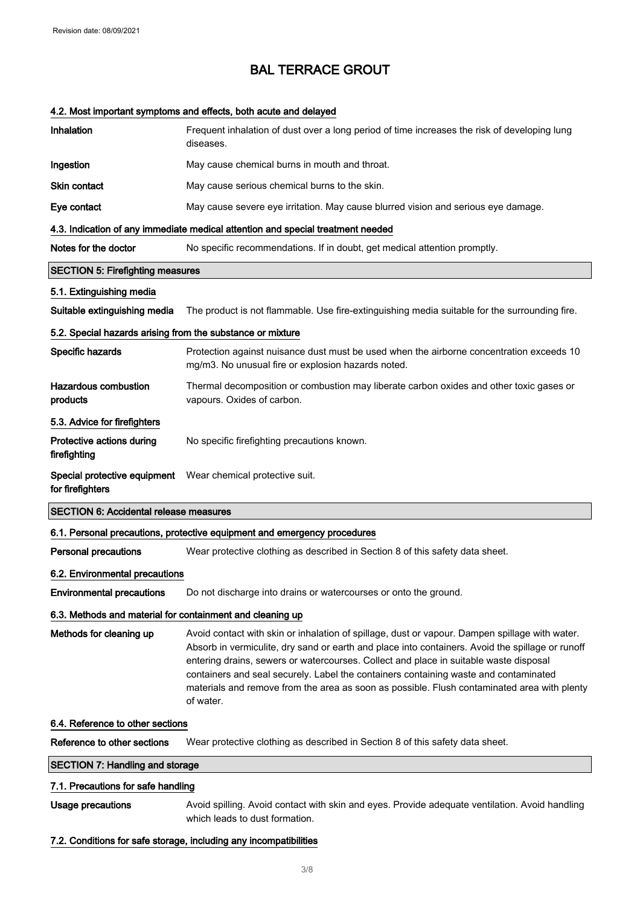### 4.2. Most important symptoms and effects, both acute and delayed

| | |
|---|---|
| **Inhalation** | Frequent inhalation of dust over a long period of time increases the risk of developing lung diseases. |
| **Ingestion** | May cause chemical burns in mouth and throat. |
| **Skin contact** | May cause serious chemical burns to the skin. |
| **Eye contact** | May cause severe eye irritation. May cause blurred vision and serious eye damage. |

### 4.3. Indication of any immediate medical attention and special treatment needed

| | |
|---|---|
| **Notes for the doctor** | No specific recommendations. If in doubt, get medical attention promptly. |

## SECTION 5: Firefighting measures

### 5.1. Extinguishing media

| | |
|---|---|
| **Suitable extinguishing media** | The product is not flammable. Use fire-extinguishing media suitable for the surrounding fire. |

### 5.2. Special hazards arising from the substance or mixture

| | |
|---|---|
| **Specific hazards** | Protection against nuisance dust must be used when the airborne concentration exceeds 10 mg/m3. No unusual fire or explosion hazards noted. |
| **Hazardous combustion products** | Thermal decomposition or combustion may liberate carbon oxides and other toxic gases or vapours. Oxides of carbon. |

### 5.3. Advice for firefighters

| | |
|---|---|
| **Protective actions during firefighting** | No specific firefighting precautions known. |
| **Special protective equipment for firefighters** | Wear chemical protective suit. |

## SECTION 6: Accidental release measures

### 6.1. Personal precautions, protective equipment and emergency procedures

| | |
|---|---|
| **Personal precautions** | Wear protective clothing as described in Section 8 of this safety data sheet. |

### 6.2. Environmental precautions

| | |
|---|---|
| **Environmental precautions** | Do not discharge into drains or watercourses or onto the ground. |

### 6.3. Methods and material for containment and cleaning up

| | |
|---|---|
| **Methods for cleaning up** | Avoid contact with skin or inhalation of spillage, dust or vapour. Dampen spillage with water. Absorb in vermiculite, dry sand or earth and place into containers. Avoid the spillage or runoff entering drains, sewers or watercourses. Collect and place in suitable waste disposal containers and seal securely. Label the containers containing waste and contaminated materials and remove from the area as soon as possible. Flush contaminated area with plenty of water. |

### 6.4. Reference to other sections

| | |
|---|---|
| **Reference to other sections** | Wear protective clothing as described in Section 8 of this safety data sheet. |

## SECTION 7: Handling and storage

### 7.1. Precautions for safe handling

| | |
|---|---|
| **Usage precautions** | Avoid spilling. Avoid contact with skin and eyes. Provide adequate ventilation. Avoid handling which leads to dust formation. |

### 7.2. Conditions for safe storage, including any incompatibilities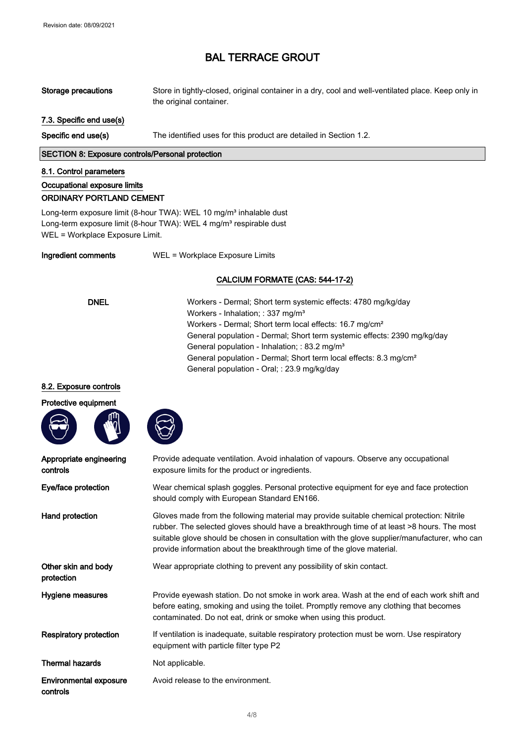# BAL TERRACE GROUT

| | |
|---|---|
| **Storage precautions** | Store in tightly-closed, original container in a dry, cool and well-ventilated place. Keep only in the original container. |

**7.3. Specific end use(s)**

| | |
|---|---|
| **Specific end use(s)** | The identified uses for this product are detailed in Section 1.2. |

## SECTION 8: Exposure controls/Personal protection

**8.1. Control parameters**

**Occupational exposure limits**

**ORDINARY PORTLAND CEMENT**

Long-term exposure limit (8-hour TWA): WEL 10 mg/m³ inhalable dust
Long-term exposure limit (8-hour TWA): WEL 4 mg/m³ respirable dust
WEL = Workplace Exposure Limit.

| | |
|---|---|
| **Ingredient comments** | WEL = Workplace Exposure Limits |

**CALCIUM FORMATE (CAS: 544-17-2)**

| | |
|---|---|
| **DNEL** | Workers - Dermal; Short term systemic effects: 4780 mg/kg/day<br>Workers - Inhalation; : 337 mg/m³<br>Workers - Dermal; Short term local effects: 16.7 mg/cm²<br>General population - Dermal; Short term systemic effects: 2390 mg/kg/day<br>General population - Inhalation; : 83.2 mg/m³<br>General population - Dermal; Short term local effects: 8.3 mg/cm²<br>General population - Oral; : 23.9 mg/kg/day |

**8.2. Exposure controls**

**Protective equipment**

| | |
|---|---|
| **Appropriate engineering controls** | Provide adequate ventilation. Avoid inhalation of vapours. Observe any occupational exposure limits for the product or ingredients. |
| **Eye/face protection** | Wear chemical splash goggles. Personal protective equipment for eye and face protection should comply with European Standard EN166. |
| **Hand protection** | Gloves made from the following material may provide suitable chemical protection: Nitrile rubber. The selected gloves should have a breakthrough time of at least >8 hours. The most suitable glove should be chosen in consultation with the glove supplier/manufacturer, who can provide information about the breakthrough time of the glove material. |
| **Other skin and body protection** | Wear appropriate clothing to prevent any possibility of skin contact. |
| **Hygiene measures** | Provide eyewash station. Do not smoke in work area. Wash at the end of each work shift and before eating, smoking and using the toilet. Promptly remove any clothing that becomes contaminated. Do not eat, drink or smoke when using this product. |
| **Respiratory protection** | If ventilation is inadequate, suitable respiratory protection must be worn. Use respiratory equipment with particle filter type P2 |
| **Thermal hazards** | Not applicable. |
| **Environmental exposure controls** | Avoid release to the environment. |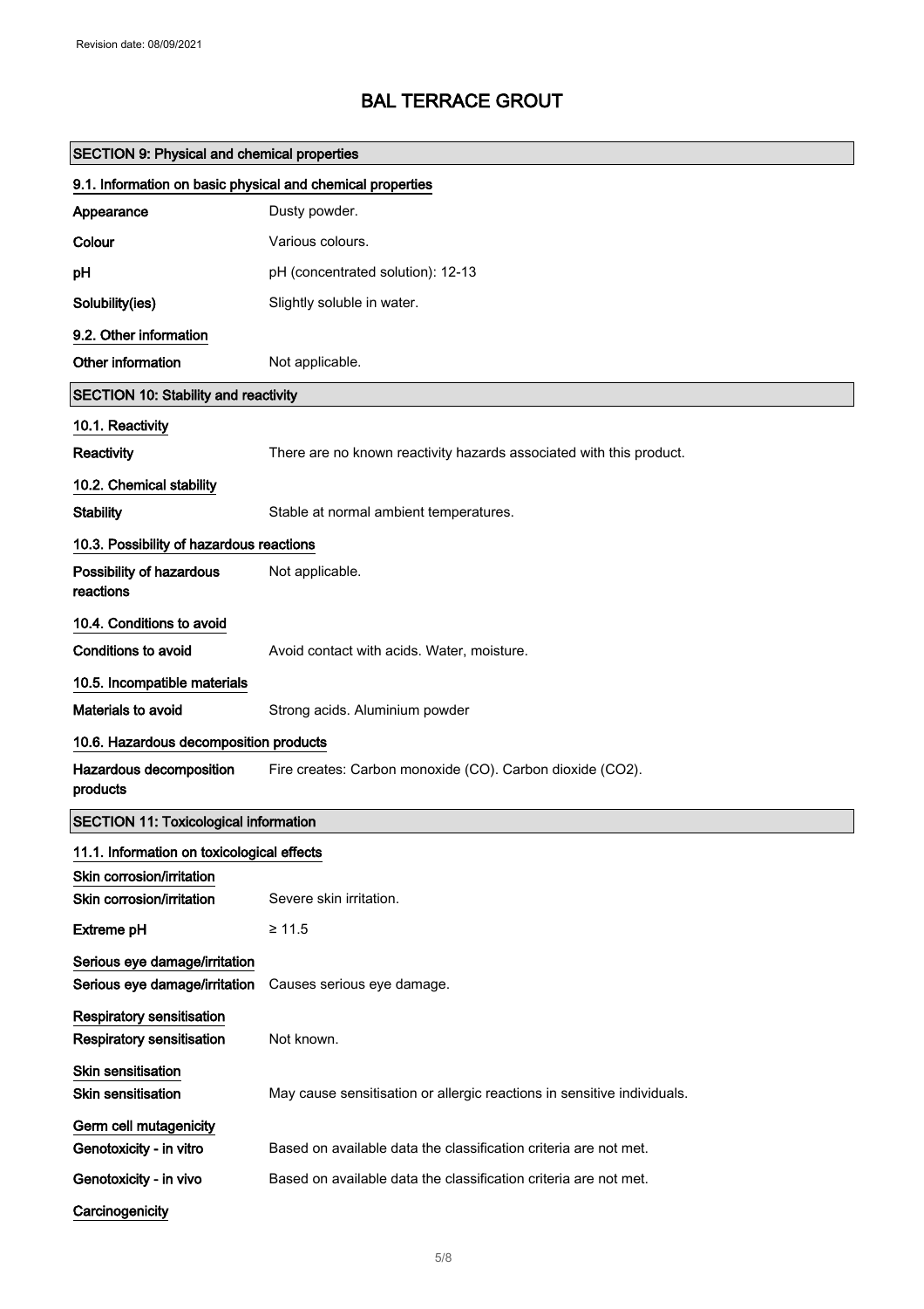# BAL TERRACE GROUT

## SECTION 9: Physical and chemical properties

### 9.1. Information on basic physical and chemical properties

| | |
|---|---|
| **Appearance** | Dusty powder. |
| **Colour** | Various colours. |
| **pH** | pH (concentrated solution): 12-13 |
| **Solubility(ies)** | Slightly soluble in water. |

### 9.2. Other information

| | |
|---|---|
| **Other information** | Not applicable. |

## SECTION 10: Stability and reactivity

### 10.1. Reactivity

| | |
|---|---|
| **Reactivity** | There are no known reactivity hazards associated with this product. |

### 10.2. Chemical stability

| | |
|---|---|
| **Stability** | Stable at normal ambient temperatures. |

### 10.3. Possibility of hazardous reactions

| | |
|---|---|
| **Possibility of hazardous reactions** | Not applicable. |

### 10.4. Conditions to avoid

| | |
|---|---|
| **Conditions to avoid** | Avoid contact with acids. Water, moisture. |

### 10.5. Incompatible materials

| | |
|---|---|
| **Materials to avoid** | Strong acids. Aluminium powder |

### 10.6. Hazardous decomposition products

| | |
|---|---|
| **Hazardous decomposition products** | Fire creates: Carbon monoxide (CO). Carbon dioxide ($CO_2$). |

## SECTION 11: Toxicological information

### 11.1. Information on toxicological effects

**Skin corrosion/irritation**

| | |
|---|---|
| **Skin corrosion/irritation** | Severe skin irritation. |
| **Extreme pH** | ≥ 11.5 |

**Serious eye damage/irritation**

| | |
|---|---|
| **Serious eye damage/irritation** | Causes serious eye damage. |

**Respiratory sensitisation**

| | |
|---|---|
| **Respiratory sensitisation** | Not known. |

**Skin sensitisation**

| | |
|---|---|
| **Skin sensitisation** | May cause sensitisation or allergic reactions in sensitive individuals. |

**Germ cell mutagenicity**

| | |
|---|---|
| **Genotoxicity - in vitro** | Based on available data the classification criteria are not met. |
| **Genotoxicity - in vivo** | Based on available data the classification criteria are not met. |

**Carcinogenicity**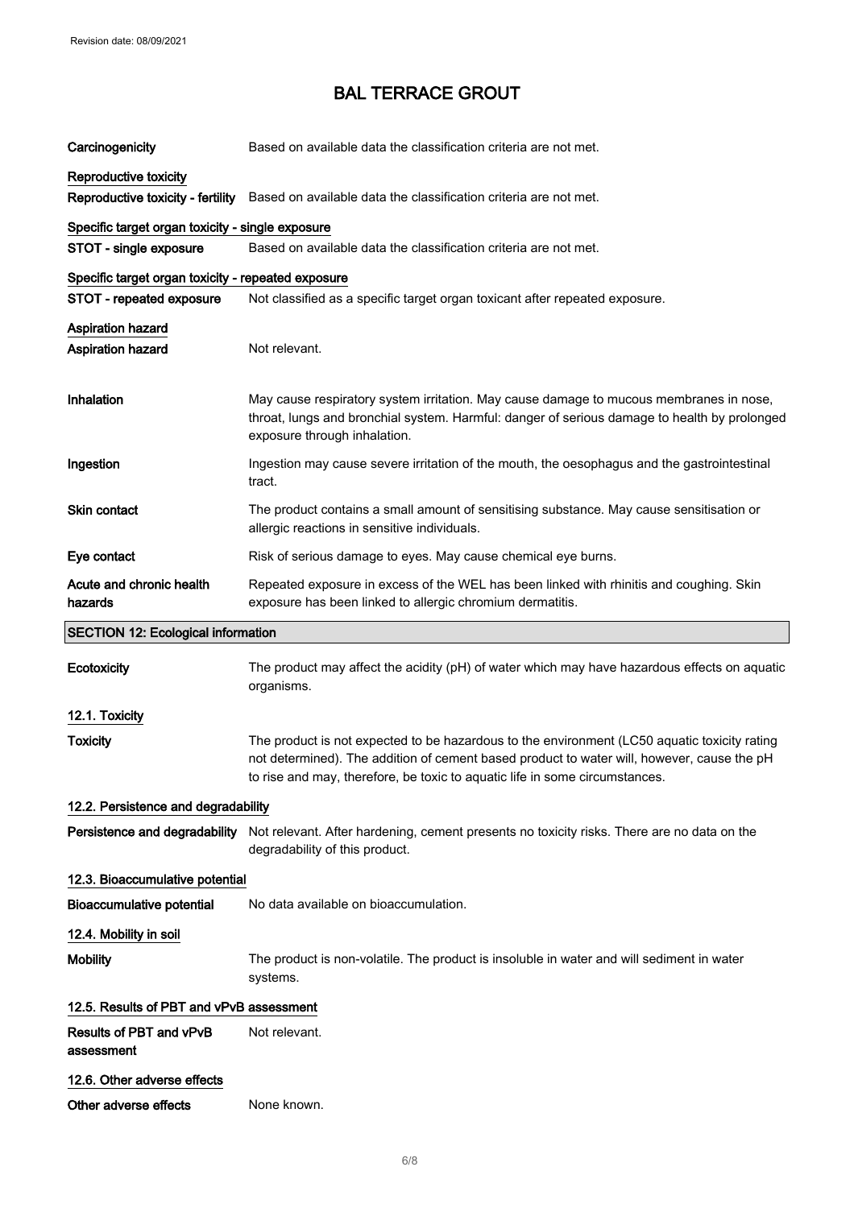| | |
|---|---|
| **Carcinogenicity** | Based on available data the classification criteria are not met. |
| **Reproductive toxicity** | |
| **Reproductive toxicity - fertility** | Based on available data the classification criteria are not met. |
| **Specific target organ toxicity - single exposure** | |
| **STOT - single exposure** | Based on available data the classification criteria are not met. |
| **Specific target organ toxicity - repeated exposure** | |
| **STOT - repeated exposure** | Not classified as a specific target organ toxicant after repeated exposure. |
| **Aspiration hazard** | |
| **Aspiration hazard** | Not relevant. |
| **Inhalation** | May cause respiratory system irritation. May cause damage to mucous membranes in nose, throat, lungs and bronchial system. Harmful: danger of serious damage to health by prolonged exposure through inhalation. |
| **Ingestion** | Ingestion may cause severe irritation of the mouth, the oesophagus and the gastrointestinal tract. |
| **Skin contact** | The product contains a small amount of sensitising substance. May cause sensitisation or allergic reactions in sensitive individuals. |
| **Eye contact** | Risk of serious damage to eyes. May cause chemical eye burns. |
| **Acute and chronic health hazards** | Repeated exposure in excess of the WEL has been linked with rhinitis and coughing. Skin exposure has been linked to allergic chromium dermatitis. |

## SECTION 12: Ecological information

| | |
|---|---|
| **Ecotoxicity** | The product may affect the acidity (pH) of water which may have hazardous effects on aquatic organisms. |

### 12.1. Toxicity

| | |
|---|---|
| **Toxicity** | The product is not expected to be hazardous to the environment (LC50 aquatic toxicity rating not determined). The addition of cement based product to water will, however, cause the pH to rise and may, therefore, be toxic to aquatic life in some circumstances. |

### 12.2. Persistence and degradability

| | |
|---|---|
| **Persistence and degradability** | Not relevant. After hardening, cement presents no toxicity risks. There are no data on the degradability of this product. |

### 12.3. Bioaccumulative potential

| | |
|---|---|
| **Bioaccumulative potential** | No data available on bioaccumulation. |

### 12.4. Mobility in soil

| | |
|---|---|
| **Mobility** | The product is non-volatile. The product is insoluble in water and will sediment in water systems. |

### 12.5. Results of PBT and vPvB assessment

| | |
|---|---|
| **Results of PBT and vPvB assessment** | Not relevant. |

### 12.6. Other adverse effects

| | |
|---|---|
| **Other adverse effects** | None known. |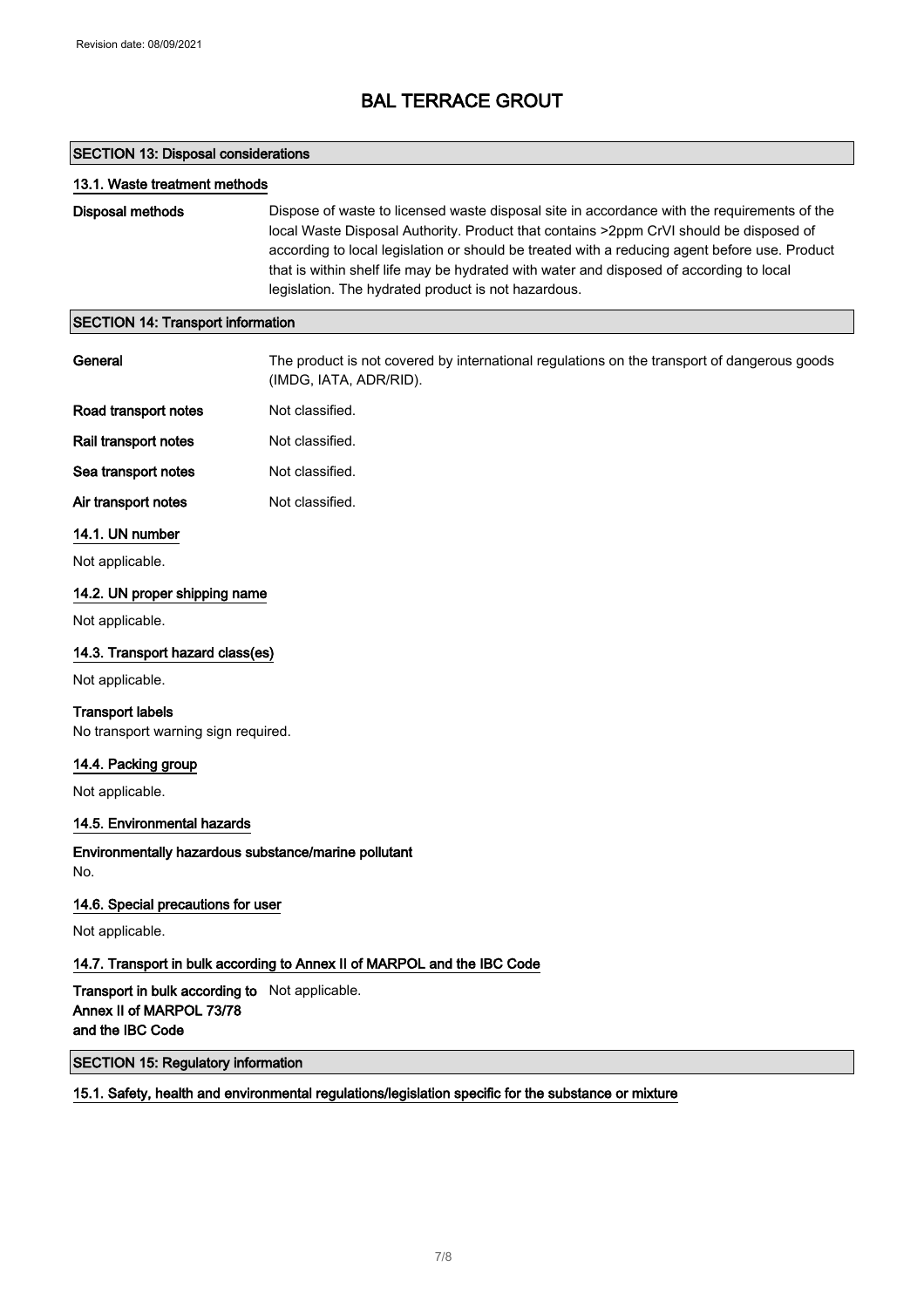## SECTION 13: Disposal considerations

### 13.1. Waste treatment methods

**Disposal methods** Dispose of waste to licensed waste disposal site in accordance with the requirements of the local Waste Disposal Authority. Product that contains >2ppm CrVI should be disposed of according to local legislation or should be treated with a reducing agent before use. Product that is within shelf life may be hydrated with water and disposed of according to local legislation. The hydrated product is not hazardous.

## SECTION 14: Transport information

**General** The product is not covered by international regulations on the transport of dangerous goods (IMDG, IATA, ADR/RID).

**Road transport notes** Not classified.

**Rail transport notes** Not classified.

**Sea transport notes** Not classified.

**Air transport notes** Not classified.

### 14.1. UN number

Not applicable.

### 14.2. UN proper shipping name

Not applicable.

### 14.3. Transport hazard class(es)

Not applicable.

**Transport labels**
No transport warning sign required.

### 14.4. Packing group

Not applicable.

### 14.5. Environmental hazards

**Environmentally hazardous substance/marine pollutant**
No.

### 14.6. Special precautions for user

Not applicable.

### 14.7. Transport in bulk according to Annex II of MARPOL and the IBC Code

**Transport in bulk according to Annex II of MARPOL 73/78 and the IBC Code** Not applicable.

## SECTION 15: Regulatory information

### 15.1. Safety, health and environmental regulations/legislation specific for the substance or mixture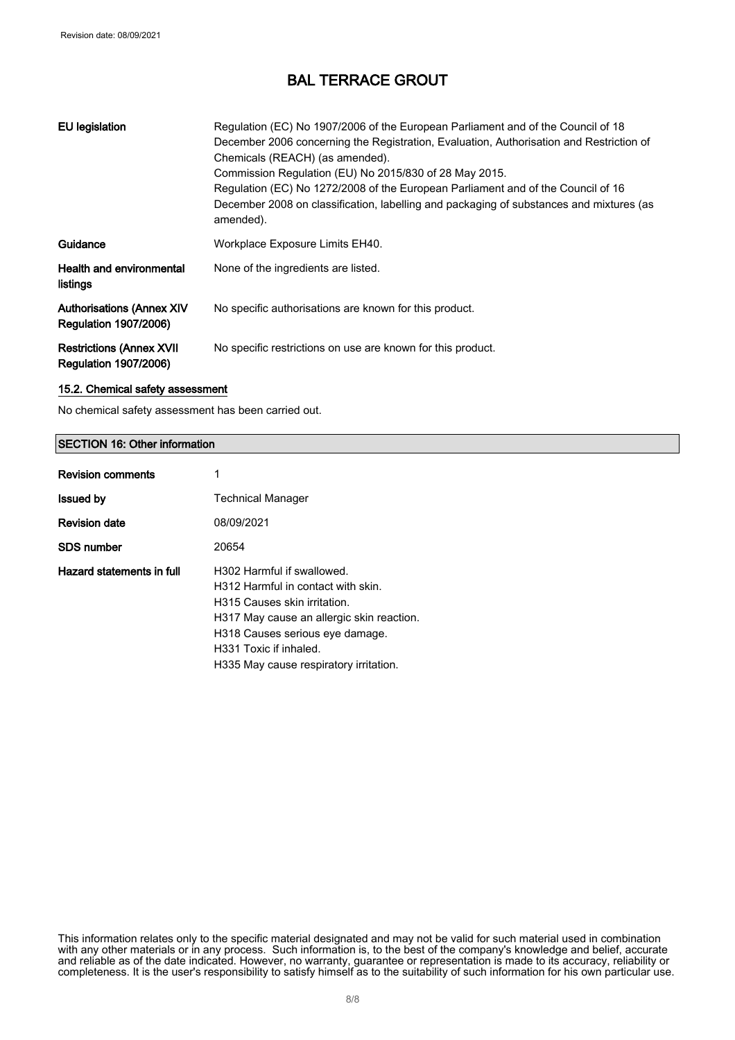| | |
|---|---|
| **EU legislation** | Regulation (EC) No 1907/2006 of the European Parliament and of the Council of 18 December 2006 concerning the Registration, Evaluation, Authorisation and Restriction of Chemicals (REACH) (as amended).<br>Commission Regulation (EU) No 2015/830 of 28 May 2015.<br>Regulation (EC) No 1272/2008 of the European Parliament and of the Council of 16 December 2008 on classification, labelling and packaging of substances and mixtures (as amended). |
| **Guidance** | Workplace Exposure Limits EH40. |
| **Health and environmental listings** | None of the ingredients are listed. |
| **Authorisations (Annex XIV Regulation 1907/2006)** | No specific authorisations are known for this product. |
| **Restrictions (Annex XVII Regulation 1907/2006)** | No specific restrictions on use are known for this product. |

### 15.2. Chemical safety assessment

No chemical safety assessment has been carried out.

## SECTION 16: Other information

| | |
|---|---|
| **Revision comments** | 1 |
| **Issued by** | Technical Manager |
| **Revision date** | 08/09/2021 |
| **SDS number** | 20654 |
| **Hazard statements in full** | H302 Harmful if swallowed.<br>H312 Harmful in contact with skin.<br>H315 Causes skin irritation.<br>H317 May cause an allergic skin reaction.<br>H318 Causes serious eye damage.<br>H331 Toxic if inhaled.<br>H335 May cause respiratory irritation. |

This information relates only to the specific material designated and may not be valid for such material used in combination with any other materials or in any process. Such information is, to the best of the company's knowledge and belief, accurate and reliable as of the date indicated. However, no warranty, guarantee or representation is made to its accuracy, reliability or completeness. It is the user's responsibility to satisfy himself as to the suitability of such information for his own particular use.